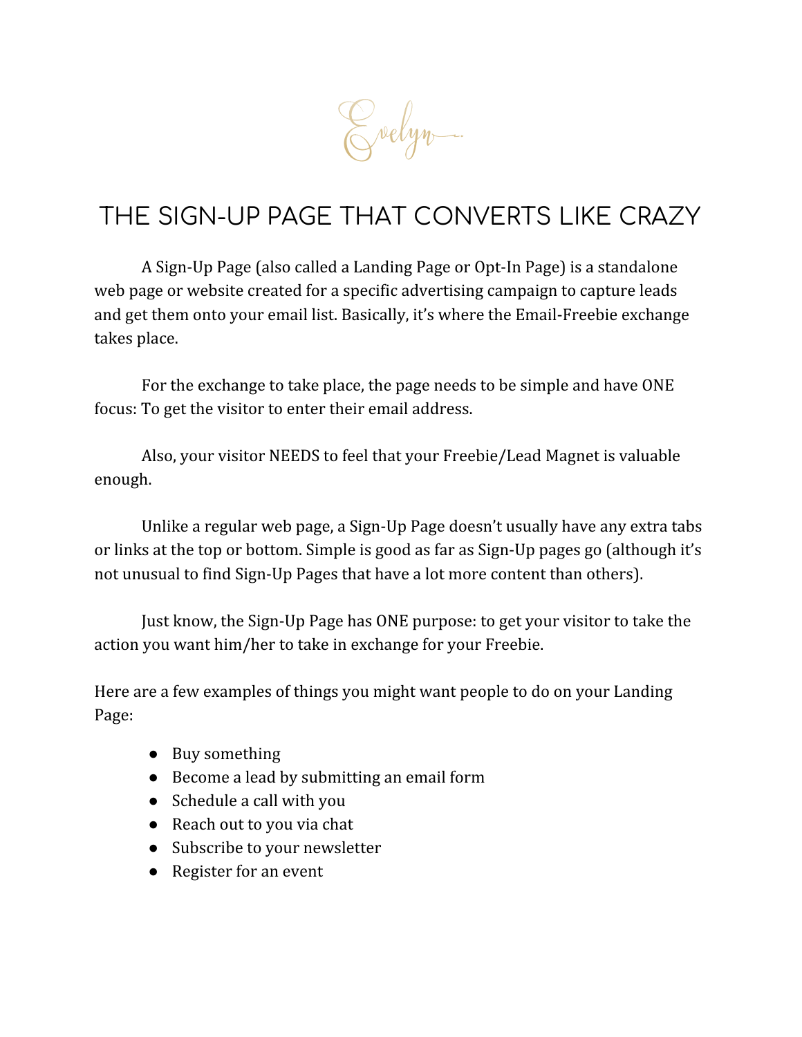Evelyn

# THE SIGN-UP PAGE THAT CONVERTS LIKE CRAZY

A Sign-Up Page (also called a Landing Page or Opt-In Page) is a standalone web page or website created for a specific advertising campaign to capture leads and get them onto your email list. Basically, it's where the Email-Freebie exchange takes place.

For the exchange to take place, the page needs to be simple and have ONE focus: To get the visitor to enter their email address.

Also, your visitor NEEDS to feel that your Freebie/Lead Magnet is valuable enough.

Unlike a regular web page, a Sign-Up Page doesn't usually have any extra tabs or links at the top or bottom. Simple is good as far as Sign-Up pages go (although it's not unusual to find Sign-Up Pages that have a lot more content than others).

Just know, the Sign-Up Page has ONE purpose: to get your visitor to take the action you want him/her to take in exchange for your Freebie.

Here are a few examples of things you might want people to do on your Landing Page:

- Buy something
- Become a lead by submitting an email form
- Schedule a call with you
- Reach out to you via chat
- Subscribe to your newsletter
- Register for an event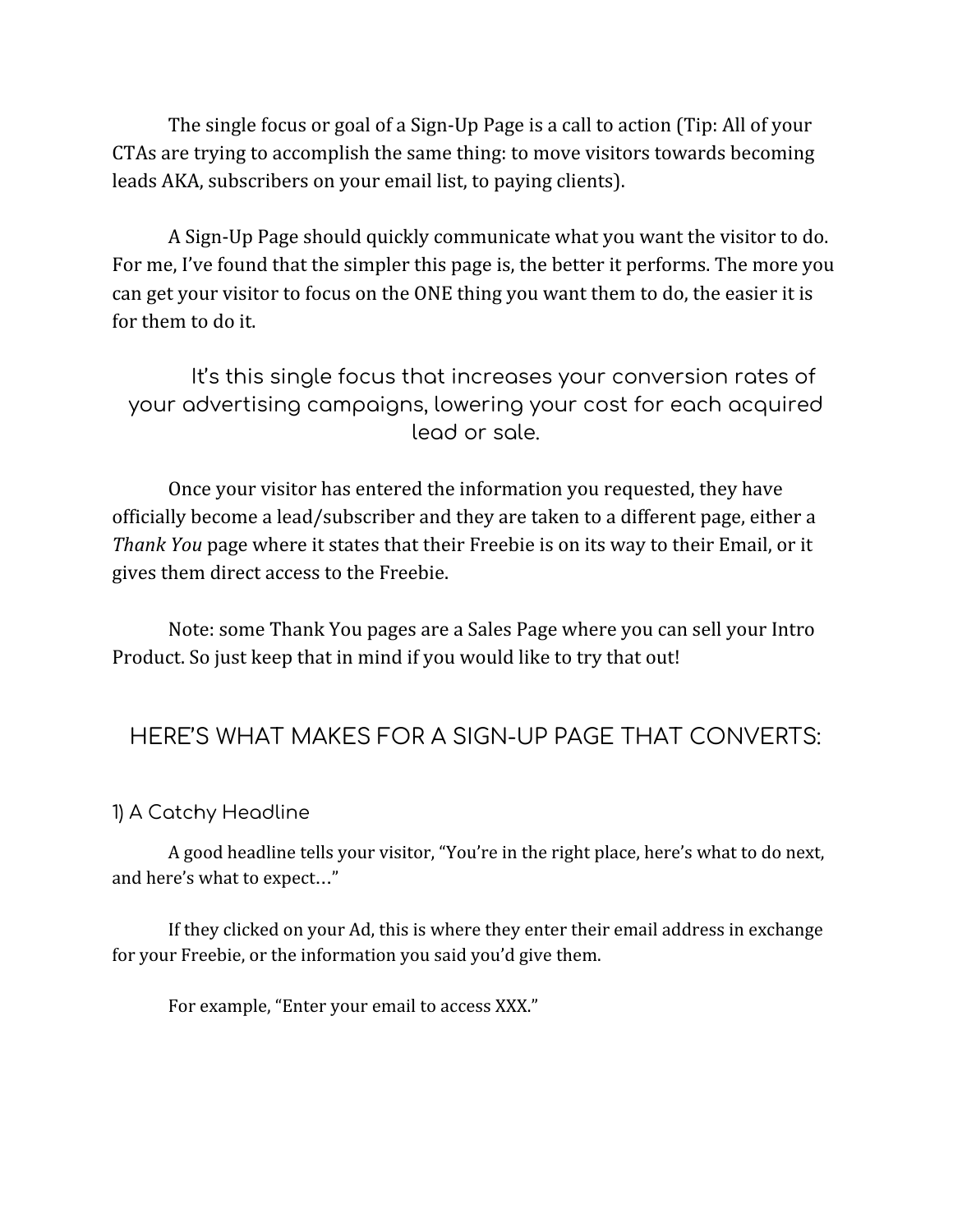The single focus or goal of a Sign-Up Page is a call to action (Tip: All of your CTAs are trying to accomplish the same thing: to move visitors towards becoming leads AKA, subscribers on your email list, to paying clients).

A Sign-Up Page should quickly communicate what you want the visitor to do. For me, I've found that the simpler this page is, the better it performs. The more you can get your visitor to focus on the ONE thing you want them to do, the easier it is for them to do it.

> It's this single focus that increases your conversion rates of your advertising campaigns, lowering your cost for each acquired lead or sale.

Once your visitor has entered the information you requested, they have officially become a lead/subscriber and they are taken to a different page, either a *Thank You* page where it states that their Freebie is on its way to their Email, or it gives them direct access to the Freebie.

Note: some Thank You pages are a Sales Page where you can sell your Intro Product. So just keep that in mind if you would like to try that out!

## HERE'S WHAT MAKES FOR A SIGN-UP PAGE THAT CONVERTS:

### 1) A Catchy Headline

A good headline tells your visitor, "You're in the right place, here's what to do next, and here's what to expect…"

If they clicked on your Ad, this is where they enter their email address in exchange for your Freebie, or the information you said you'd give them.

For example, "Enter your email to access XXX."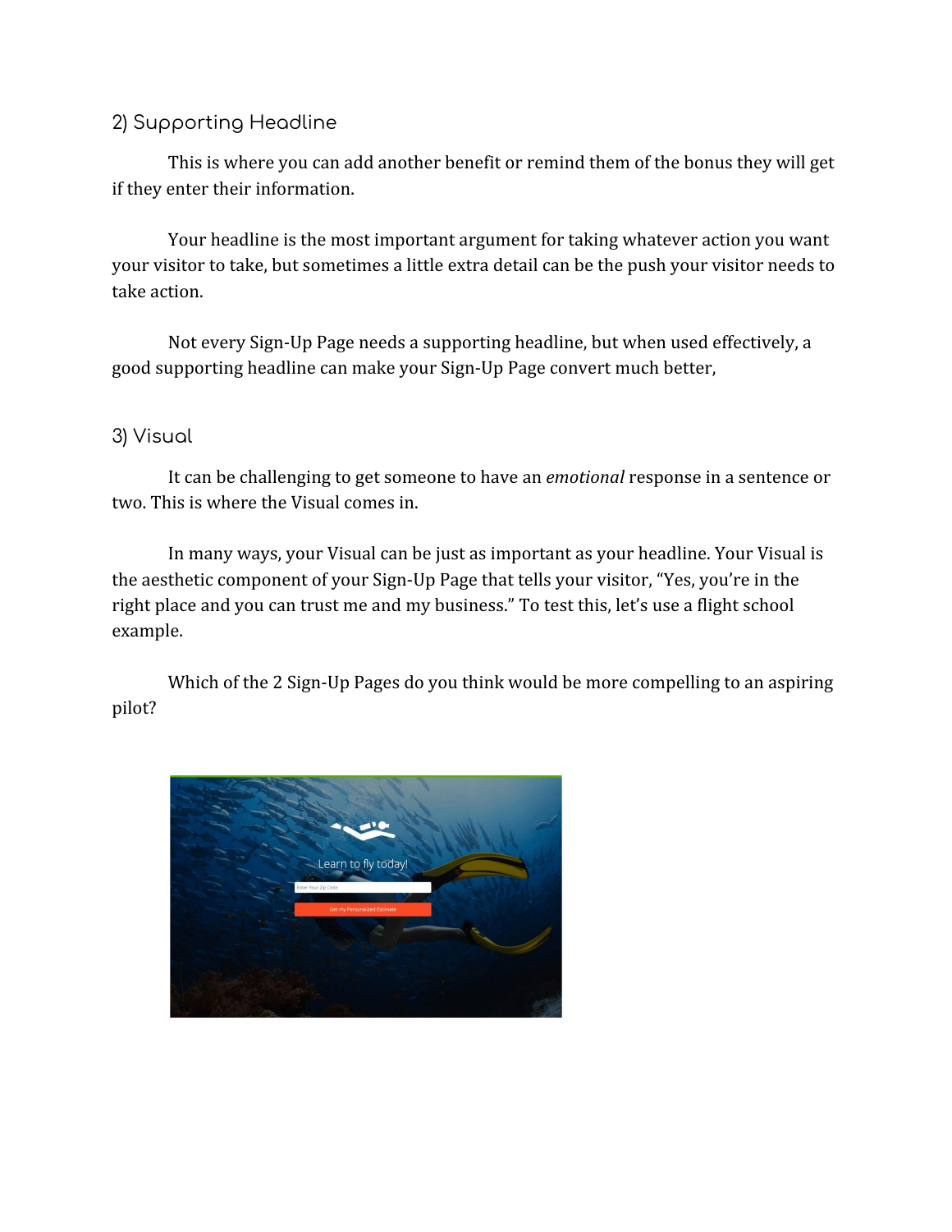## 2) Supporting Headline

This is where you can add another benefit or remind them of the bonus they will get if they enter their information.

Your headline is the most important argument for taking whatever action you want your visitor to take, but sometimes a little extra detail can be the push your visitor needs to take action.

Not every Sign-Up Page needs a supporting headline, but when used effectively, a good supporting headline can make your Sign-Up Page convert much better,

## 3) Visual

It can be challenging to get someone to have an *emotional* response in a sentence or two. This is where the Visual comes in.

In many ways, your Visual can be just as important as your headline. Your Visual is the aesthetic component of your Sign-Up Page that tells your visitor, "Yes, you're in the right place and you can trust me and my business." To test this, let's use a flight school example.

Which of the 2 Sign-Up Pages do you think would be more compelling to an aspiring pilot?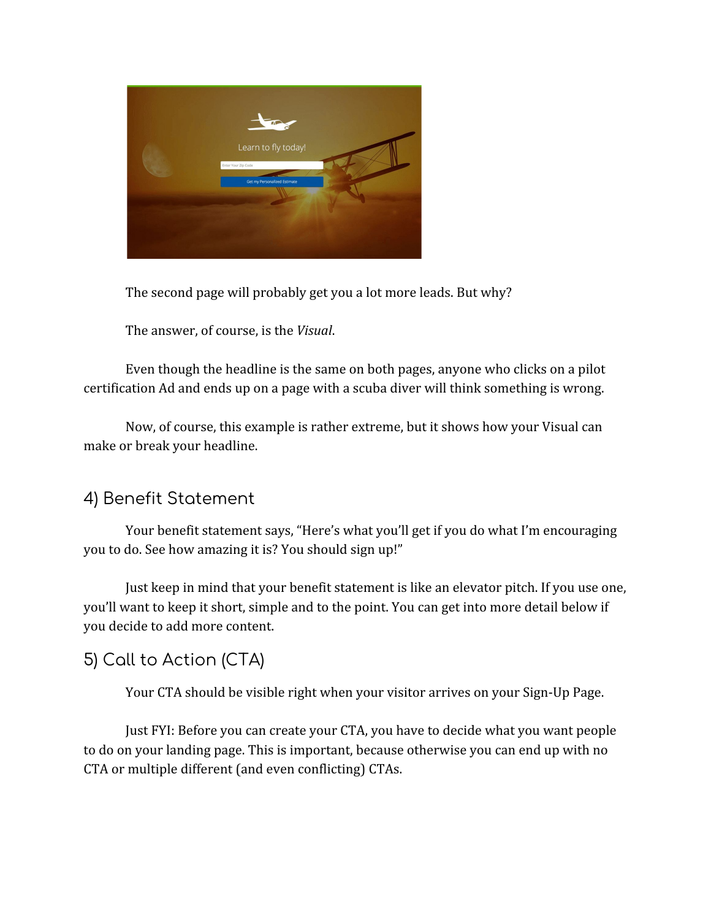The second page will probably get you a lot more leads. But why?

The answer, of course, is the *Visual*.

Even though the headline is the same on both pages, anyone who clicks on a pilot certification Ad and ends up on a page with a scuba diver will think something is wrong.

Now, of course, this example is rather extreme, but it shows how your Visual can make or break your headline.

## 4) Benefit Statement

Your benefit statement says, "Here's what you'll get if you do what I'm encouraging you to do. See how amazing it is? You should sign up!"

Just keep in mind that your benefit statement is like an elevator pitch. If you use one, you'll want to keep it short, simple and to the point. You can get into more detail below if you decide to add more content.

## 5) Call to Action (CTA)

Your CTA should be visible right when your visitor arrives on your Sign-Up Page.

Just FYI: Before you can create your CTA, you have to decide what you want people to do on your landing page. This is important, because otherwise you can end up with no CTA or multiple different (and even conflicting) CTAs.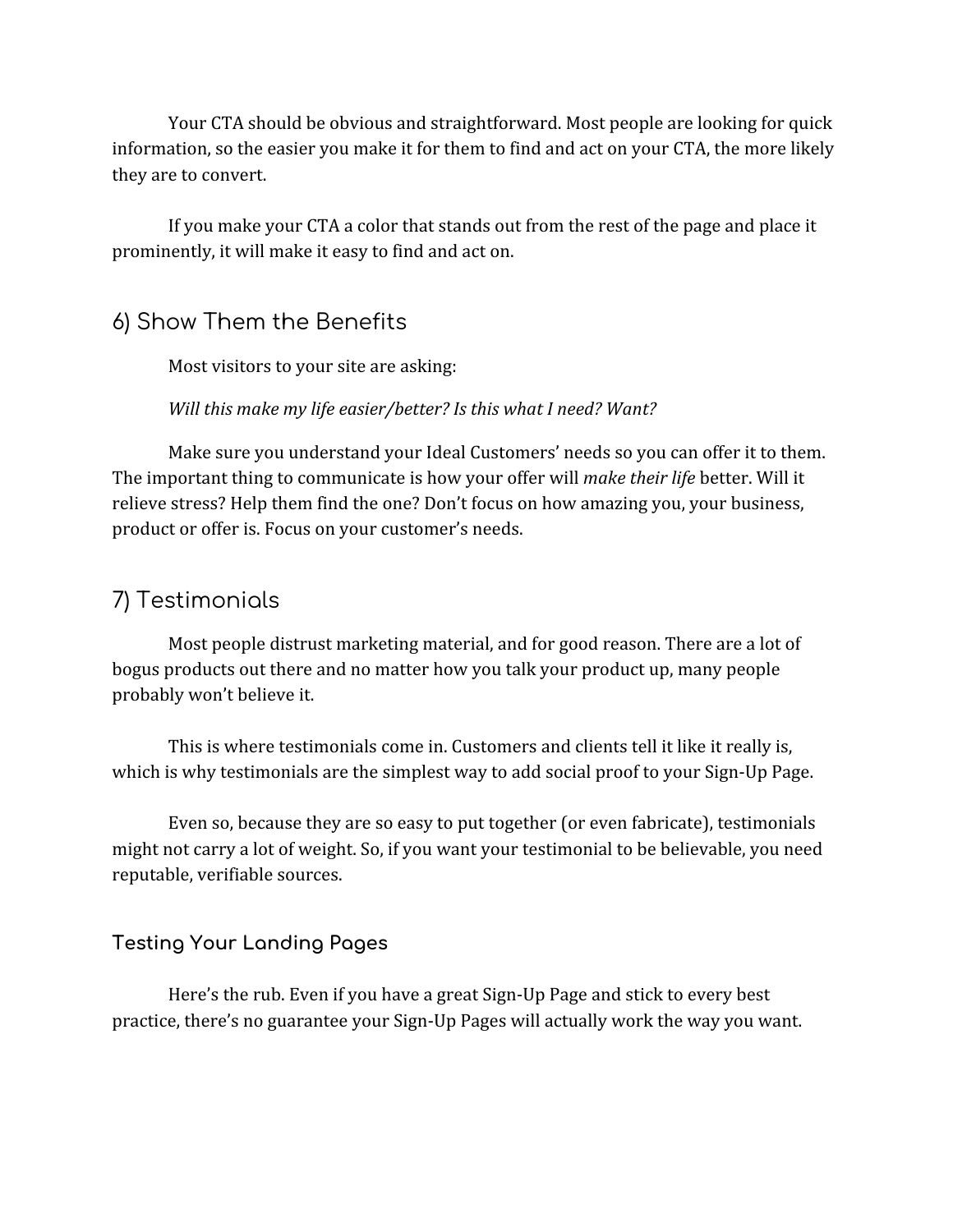Your CTA should be obvious and straightforward. Most people are looking for quick information, so the easier you make it for them to find and act on your CTA, the more likely they are to convert.

If you make your CTA a color that stands out from the rest of the page and place it prominently, it will make it easy to find and act on.

## 6) Show Them the Benefits

Most visitors to your site are asking:

*Will this make my life easier/better? Is this what I need? Want?*

Make sure you understand your Ideal Customers' needs so you can offer it to them. The important thing to communicate is how your offer will *make their life* better. Will it relieve stress? Help them find the one? Don't focus on how amazing you, your business, product or offer is. Focus on your customer's needs.

## 7) Testimonials

Most people distrust marketing material, and for good reason. There are a lot of bogus products out there and no matter how you talk your product up, many people probably won't believe it.

This is where testimonials come in. Customers and clients tell it like it really is, which is why testimonials are the simplest way to add social proof to your Sign-Up Page.

Even so, because they are so easy to put together (or even fabricate), testimonials might not carry a lot of weight. So, if you want your testimonial to be believable, you need reputable, verifiable sources.

### Testing Your Landing Pages

Here's the rub. Even if you have a great Sign-Up Page and stick to every best practice, there's no guarantee your Sign-Up Pages will actually work the way you want.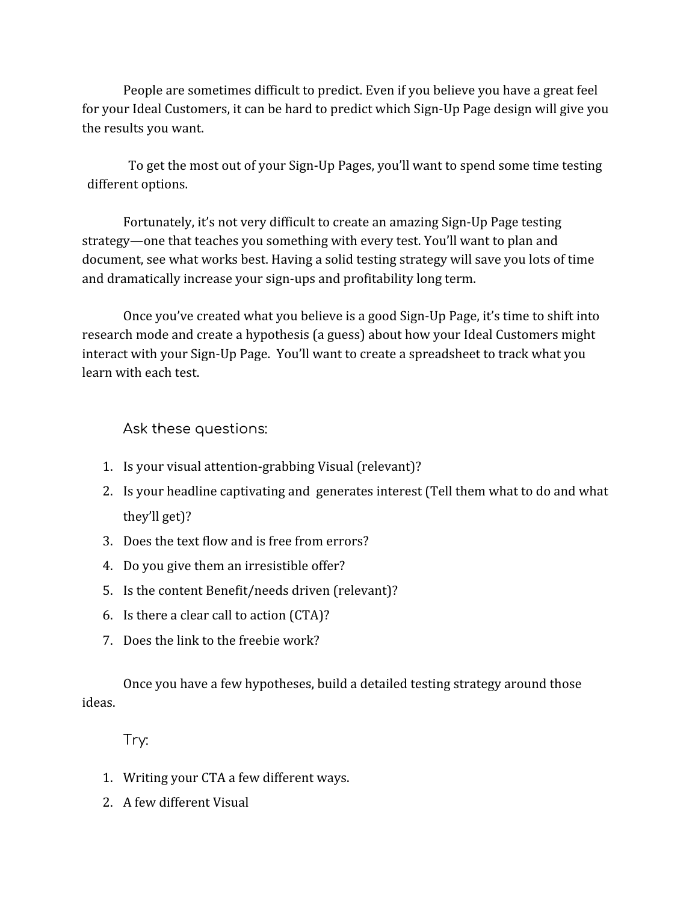People are sometimes difficult to predict. Even if you believe you have a great feel for your Ideal Customers, it can be hard to predict which Sign-Up Page design will give you the results you want.

To get the most out of your Sign-Up Pages, you'll want to spend some time testing different options.

Fortunately, it's not very difficult to create an amazing Sign-Up Page testing strategy—one that teaches you something with every test. You'll want to plan and document, see what works best. Having a solid testing strategy will save you lots of time and dramatically increase your sign-ups and profitability long term.

Once you've created what you believe is a good Sign-Up Page, it's time to shift into research mode and create a hypothesis (a guess) about how your Ideal Customers might interact with your Sign-Up Page. You'll want to create a spreadsheet to track what you learn with each test.

### Ask these questions:

1. Is your visual attention-grabbing Visual (relevant)?
2. Is your headline captivating and generates interest (Tell them what to do and what they'll get)?
3. Does the text flow and is free from errors?
4. Do you give them an irresistible offer?
5. Is the content Benefit/needs driven (relevant)?
6. Is there a clear call to action (CTA)?
7. Does the link to the freebie work?

Once you have a few hypotheses, build a detailed testing strategy around those ideas.

### Try:

1. Writing your CTA a few different ways.
2. A few different Visual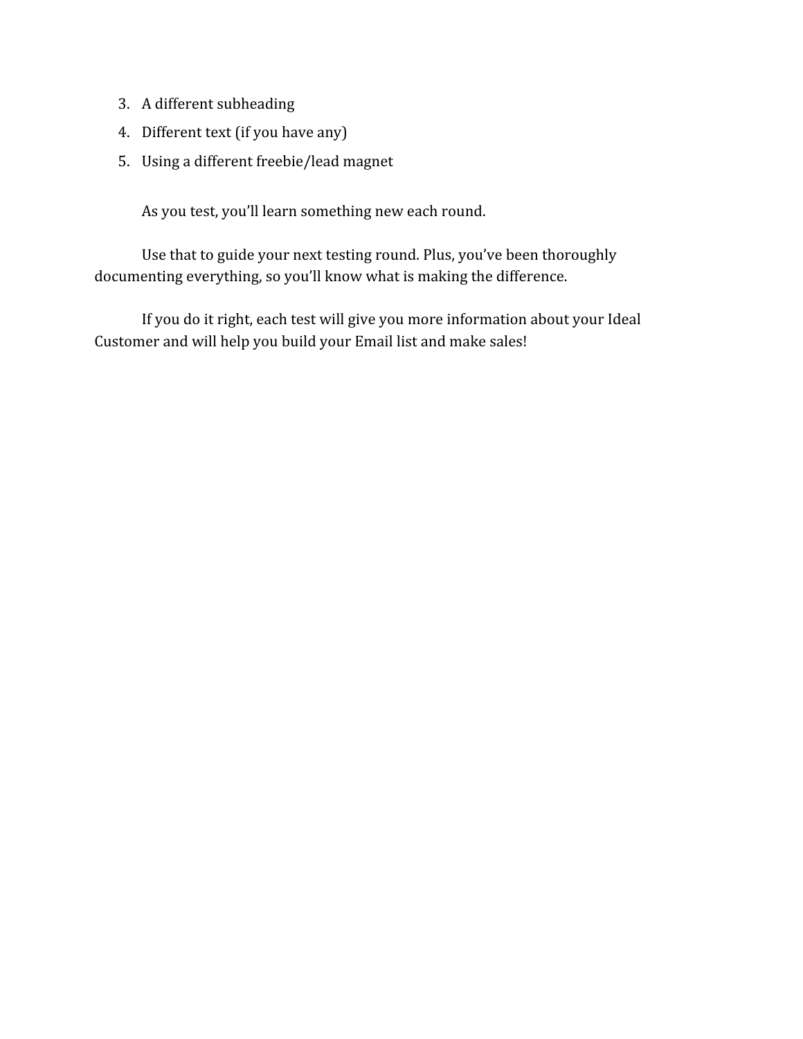3. A different subheading
4. Different text (if you have any)
5. Using a different freebie/lead magnet

As you test, you'll learn something new each round.

Use that to guide your next testing round. Plus, you've been thoroughly documenting everything, so you'll know what is making the difference.

If you do it right, each test will give you more information about your Ideal Customer and will help you build your Email list and make sales!